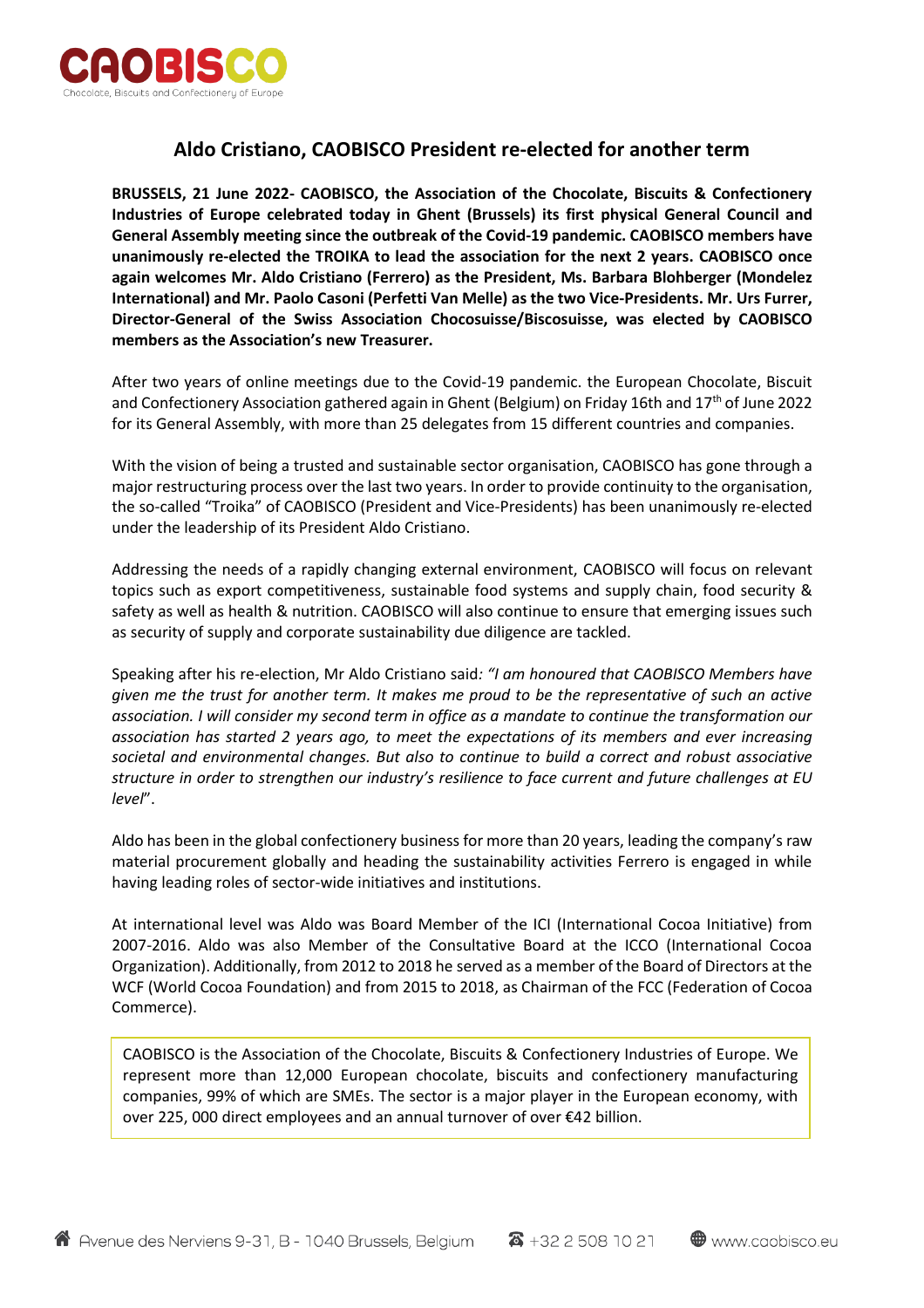# Aldo Cristiano, CAOBISCO President re-elected for another term

**BRUSSELS, 21 June 2022- CAOBISCO, the Association of the Chocolate, Biscuits & Confectionery Industries of Europe celebrated today in Ghent (Brussels) its first physical General Council and General Assembly meeting since the outbreak of the Covid-19 pandemic. CAOBISCO members have unanimously re-elected the TROIKA to lead the association for the next 2 years. CAOBISCO once again welcomes Mr. Aldo Cristiano (Ferrero) as the President, Ms. Barbara Blohberger (Mondelez International) and Mr. Paolo Casoni (Perfetti Van Melle) as the two Vice-Presidents. Mr. Urs Furrer, Director-General of the Swiss Association Chocosuisse/Biscosuisse, was elected by CAOBISCO members as the Association's new Treasurer.**

After two years of online meetings due to the Covid-19 pandemic. the European Chocolate, Biscuit and Confectionery Association gathered again in Ghent (Belgium) on Friday 16th and 17th of June 2022 for its General Assembly, with more than 25 delegates from 15 different countries and companies.

With the vision of being a trusted and sustainable sector organisation, CAOBISCO has gone through a major restructuring process over the last two years. In order to provide continuity to the organisation, the so-called "Troika" of CAOBISCO (President and Vice-Presidents) has been unanimously re-elected under the leadership of its President Aldo Cristiano.

Addressing the needs of a rapidly changing external environment, CAOBISCO will focus on relevant topics such as export competitiveness, sustainable food systems and supply chain, food security & safety as well as health & nutrition. CAOBISCO will also continue to ensure that emerging issues such as security of supply and corporate sustainability due diligence are tackled.

Speaking after his re-election, Mr Aldo Cristiano said*: "I am honoured that CAOBISCO Members have given me the trust for another term. It makes me proud to be the representative of such an active association. I will consider my second term in office as a mandate to continue the transformation our association has started 2 years ago, to meet the expectations of its members and ever increasing societal and environmental changes. But also to continue to build a correct and robust associative structure in order to strengthen our industry's resilience to face current and future challenges at EU level*".

Aldo has been in the global confectionery business for more than 20 years, leading the company's raw material procurement globally and heading the sustainability activities Ferrero is engaged in while having leading roles of sector-wide initiatives and institutions.

At international level was Aldo was Board Member of the ICI (International Cocoa Initiative) from 2007-2016. Aldo was also Member of the Consultative Board at the ICCO (International Cocoa Organization). Additionally, from 2012 to 2018 he served as a member of the Board of Directors at the WCF (World Cocoa Foundation) and from 2015 to 2018, as Chairman of the FCC (Federation of Cocoa Commerce).

CAOBISCO is the Association of the Chocolate, Biscuits & Confectionery Industries of Europe. We represent more than 12,000 European chocolate, biscuits and confectionery manufacturing companies, 99% of which are SMEs. The sector is a major player in the European economy, with over 225, 000 direct employees and an annual turnover of over €42 billion.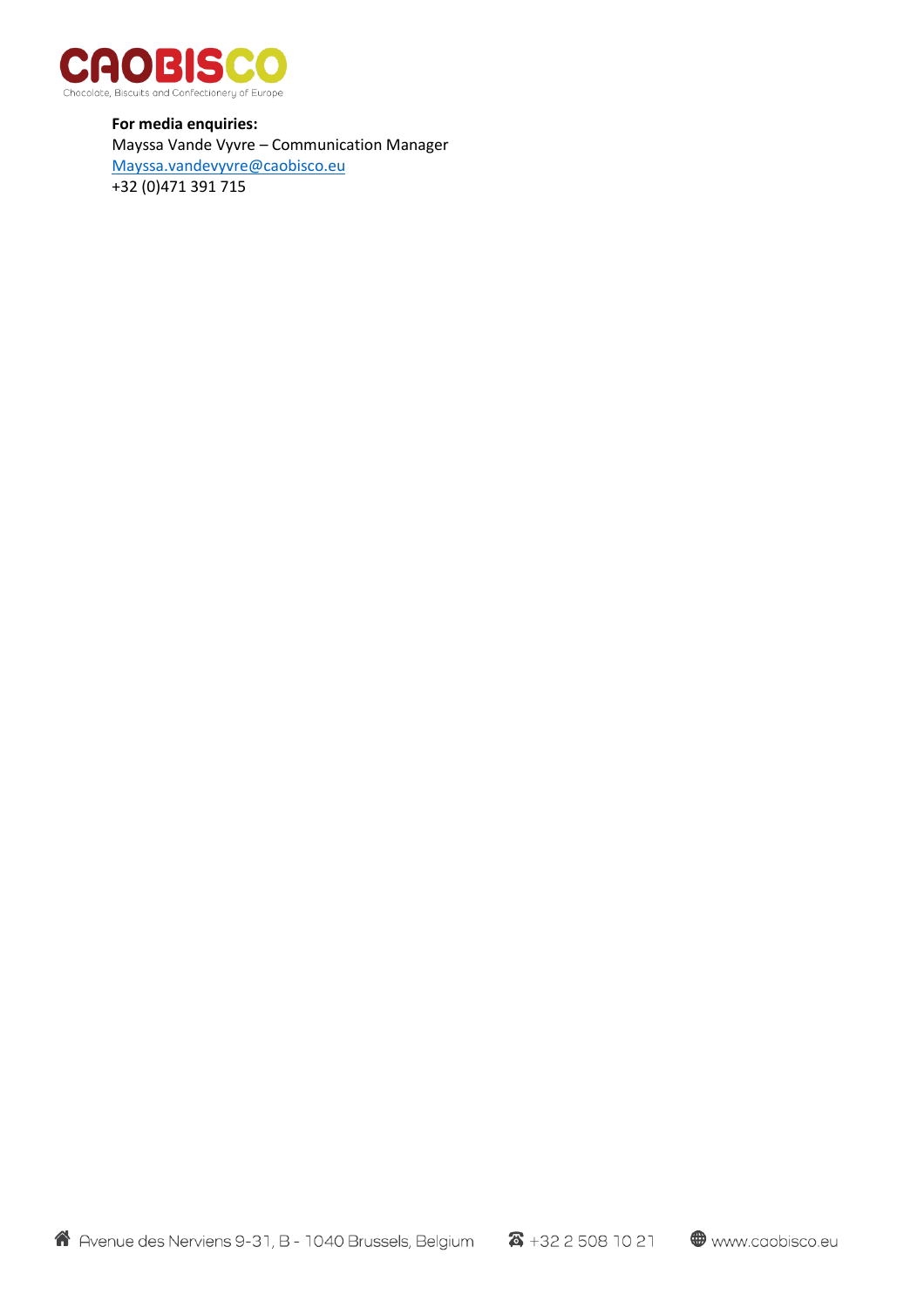**For media enquiries:**
Mayssa Vande Vyvre – Communication Manager
[Mayssa.vandevyvre@caobisco.eu](mailto:Mayssa.vandevyvre@caobisco.eu)
+32 (0)471 391 715